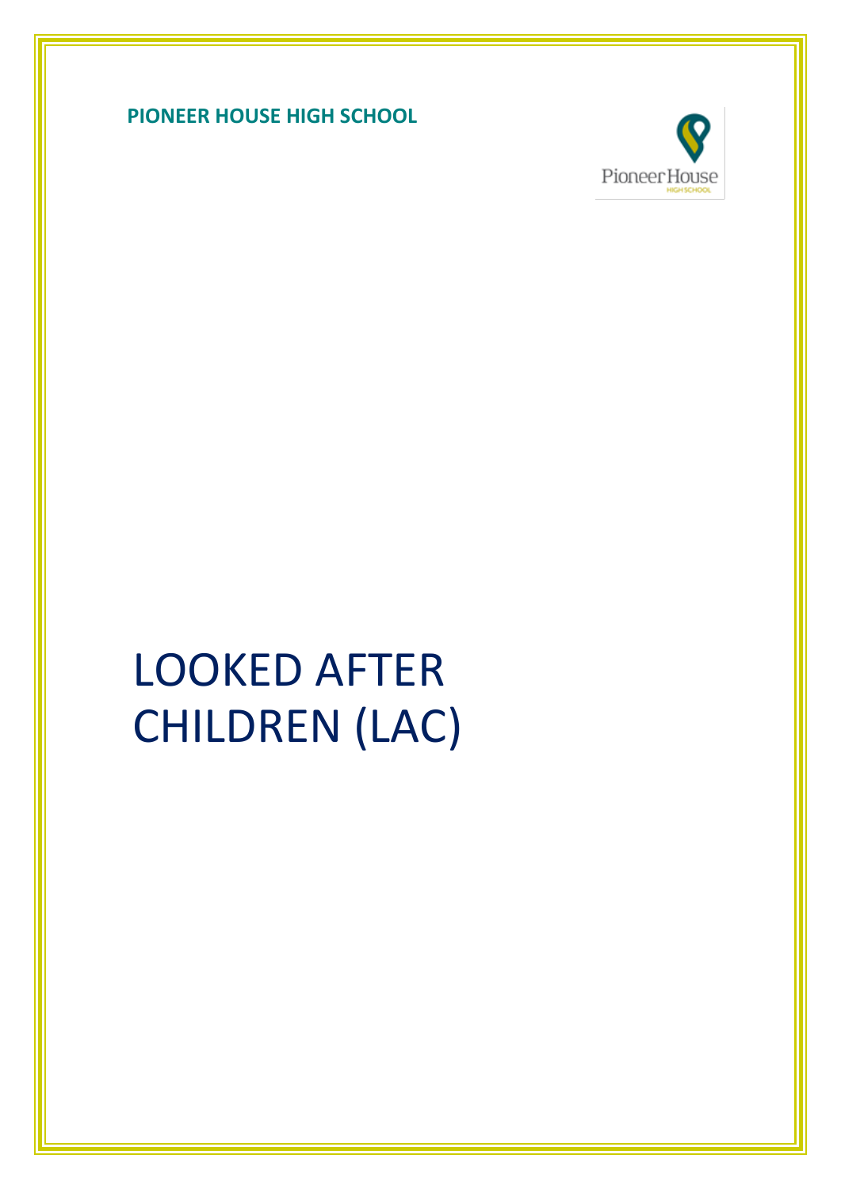**PIONEER HOUSE HIGH SCHOOL**

# LOOKED AFTER CHILDREN (LAC)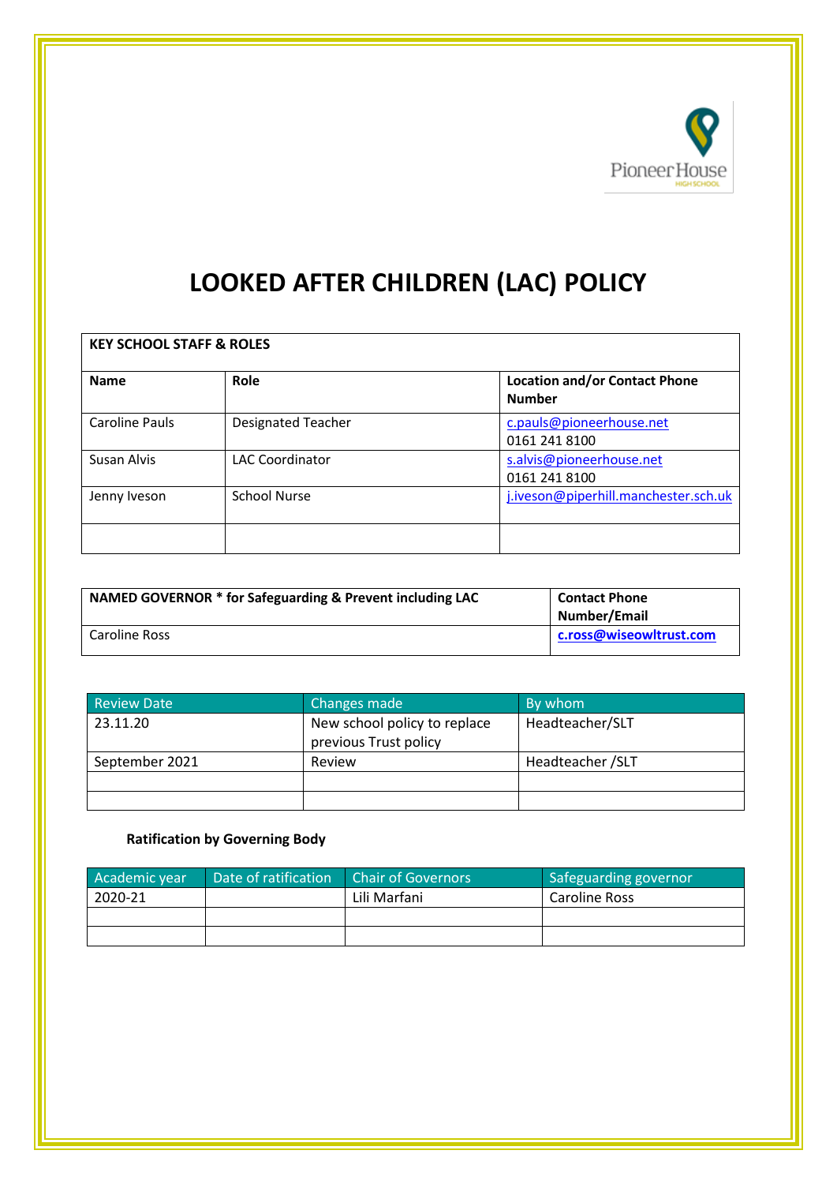# LOOKED AFTER CHILDREN (LAC) POLICY

| KEY SCHOOL STAFF & ROLES | | |
|---|---|---|
| **Name** | **Role** | **Location and/or Contact Phone Number** |
| Caroline Pauls | Designated Teacher | c.pauls@pioneerhouse.net<br>0161 241 8100 |
| Susan Alvis | LAC Coordinator | s.alvis@pioneerhouse.net<br>0161 241 8100 |
| Jenny Iveson | School Nurse | j.iveson@piperhill.manchester.sch.uk |
| | | |

| NAMED GOVERNOR * for Safeguarding & Prevent including LAC | Contact Phone Number/Email |
|---|---|
| Caroline Ross | **c.ross@wiseowltrust.com** |

| Review Date | Changes made | By whom |
|---|---|---|
| 23.11.20 | New school policy to replace previous Trust policy | Headteacher/SLT |
| September 2021 | Review | Headteacher /SLT |
| | | |
| | | |

**Ratification by Governing Body**

| Academic year | Date of ratification | Chair of Governors | Safeguarding governor |
|---|---|---|---|
| 2020-21 | | Lili Marfani | Caroline Ross |
| | | | |
| | | | |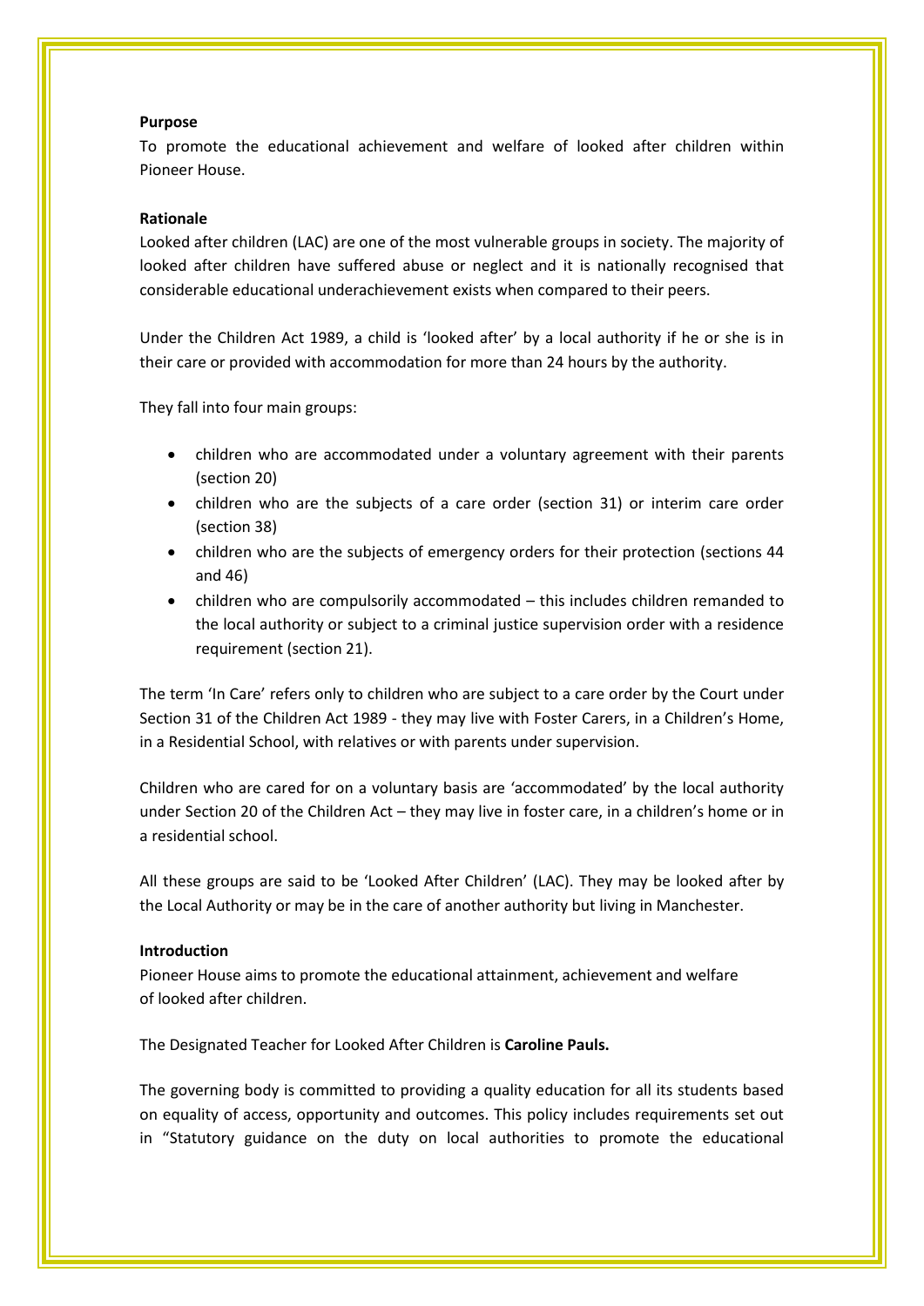**Purpose**

To promote the educational achievement and welfare of looked after children within Pioneer House.

**Rationale**

Looked after children (LAC) are one of the most vulnerable groups in society. The majority of looked after children have suffered abuse or neglect and it is nationally recognised that considerable educational underachievement exists when compared to their peers.

Under the Children Act 1989, a child is 'looked after' by a local authority if he or she is in their care or provided with accommodation for more than 24 hours by the authority.

They fall into four main groups:

- children who are accommodated under a voluntary agreement with their parents (section 20)
- children who are the subjects of a care order (section 31) or interim care order (section 38)
- children who are the subjects of emergency orders for their protection (sections 44 and 46)
- children who are compulsorily accommodated – this includes children remanded to the local authority or subject to a criminal justice supervision order with a residence requirement (section 21).

The term 'In Care' refers only to children who are subject to a care order by the Court under Section 31 of the Children Act 1989 - they may live with Foster Carers, in a Children's Home, in a Residential School, with relatives or with parents under supervision.

Children who are cared for on a voluntary basis are 'accommodated' by the local authority under Section 20 of the Children Act – they may live in foster care, in a children's home or in a residential school.

All these groups are said to be 'Looked After Children' (LAC). They may be looked after by the Local Authority or may be in the care of another authority but living in Manchester.

**Introduction**

Pioneer House aims to promote the educational attainment, achievement and welfare of looked after children.

The Designated Teacher for Looked After Children is **Caroline Pauls.**

The governing body is committed to providing a quality education for all its students based on equality of access, opportunity and outcomes. This policy includes requirements set out in "Statutory guidance on the duty on local authorities to promote the educational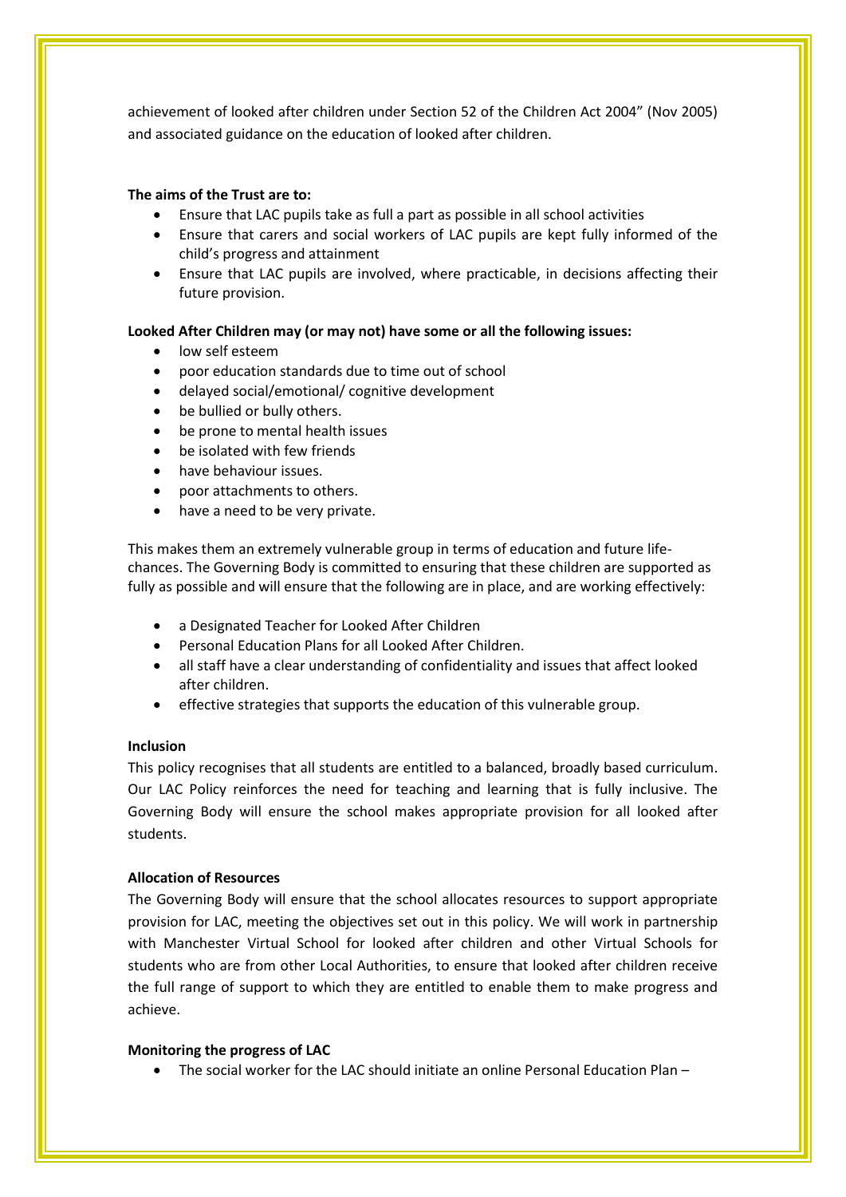achievement of looked after children under Section 52 of the Children Act 2004" (Nov 2005) and associated guidance on the education of looked after children.

**The aims of the Trust are to:**

- Ensure that LAC pupils take as full a part as possible in all school activities
- Ensure that carers and social workers of LAC pupils are kept fully informed of the child's progress and attainment
- Ensure that LAC pupils are involved, where practicable, in decisions affecting their future provision.

**Looked After Children may (or may not) have some or all the following issues:**

- low self esteem
- poor education standards due to time out of school
- delayed social/emotional/ cognitive development
- be bullied or bully others.
- be prone to mental health issues
- be isolated with few friends
- have behaviour issues.
- poor attachments to others.
- have a need to be very private.

This makes them an extremely vulnerable group in terms of education and future life-chances. The Governing Body is committed to ensuring that these children are supported as fully as possible and will ensure that the following are in place, and are working effectively:

- a Designated Teacher for Looked After Children
- Personal Education Plans for all Looked After Children.
- all staff have a clear understanding of confidentiality and issues that affect looked after children.
- effective strategies that supports the education of this vulnerable group.

**Inclusion**

This policy recognises that all students are entitled to a balanced, broadly based curriculum. Our LAC Policy reinforces the need for teaching and learning that is fully inclusive. The Governing Body will ensure the school makes appropriate provision for all looked after students.

**Allocation of Resources**

The Governing Body will ensure that the school allocates resources to support appropriate provision for LAC, meeting the objectives set out in this policy. We will work in partnership with Manchester Virtual School for looked after children and other Virtual Schools for students who are from other Local Authorities, to ensure that looked after children receive the full range of support to which they are entitled to enable them to make progress and achieve.

**Monitoring the progress of LAC**

- The social worker for the LAC should initiate an online Personal Education Plan –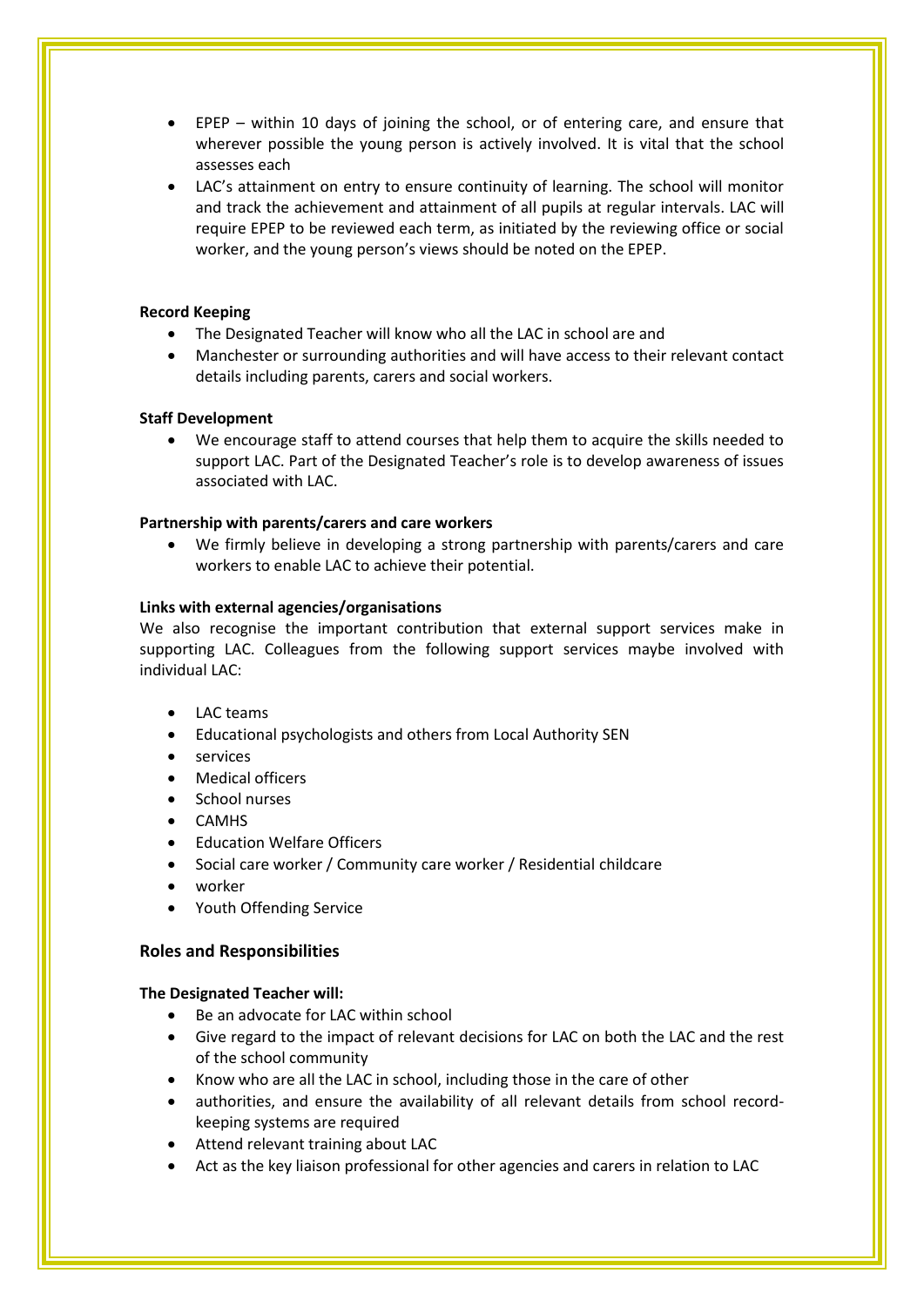- EPEP – within 10 days of joining the school, or of entering care, and ensure that wherever possible the young person is actively involved. It is vital that the school assesses each
- LAC's attainment on entry to ensure continuity of learning. The school will monitor and track the achievement and attainment of all pupils at regular intervals. LAC will require EPEP to be reviewed each term, as initiated by the reviewing office or social worker, and the young person's views should be noted on the EPEP.

**Record Keeping**

- The Designated Teacher will know who all the LAC in school are and
- Manchester or surrounding authorities and will have access to their relevant contact details including parents, carers and social workers.

**Staff Development**

- We encourage staff to attend courses that help them to acquire the skills needed to support LAC. Part of the Designated Teacher's role is to develop awareness of issues associated with LAC.

**Partnership with parents/carers and care workers**

- We firmly believe in developing a strong partnership with parents/carers and care workers to enable LAC to achieve their potential.

**Links with external agencies/organisations**

We also recognise the important contribution that external support services make in supporting LAC. Colleagues from the following support services maybe involved with individual LAC:

- LAC teams
- Educational psychologists and others from Local Authority SEN
- services
- Medical officers
- School nurses
- CAMHS
- Education Welfare Officers
- Social care worker / Community care worker / Residential childcare
- worker
- Youth Offending Service

## Roles and Responsibilities

**The Designated Teacher will:**

- Be an advocate for LAC within school
- Give regard to the impact of relevant decisions for LAC on both the LAC and the rest of the school community
- Know who are all the LAC in school, including those in the care of other
- authorities, and ensure the availability of all relevant details from school record-keeping systems are required
- Attend relevant training about LAC
- Act as the key liaison professional for other agencies and carers in relation to LAC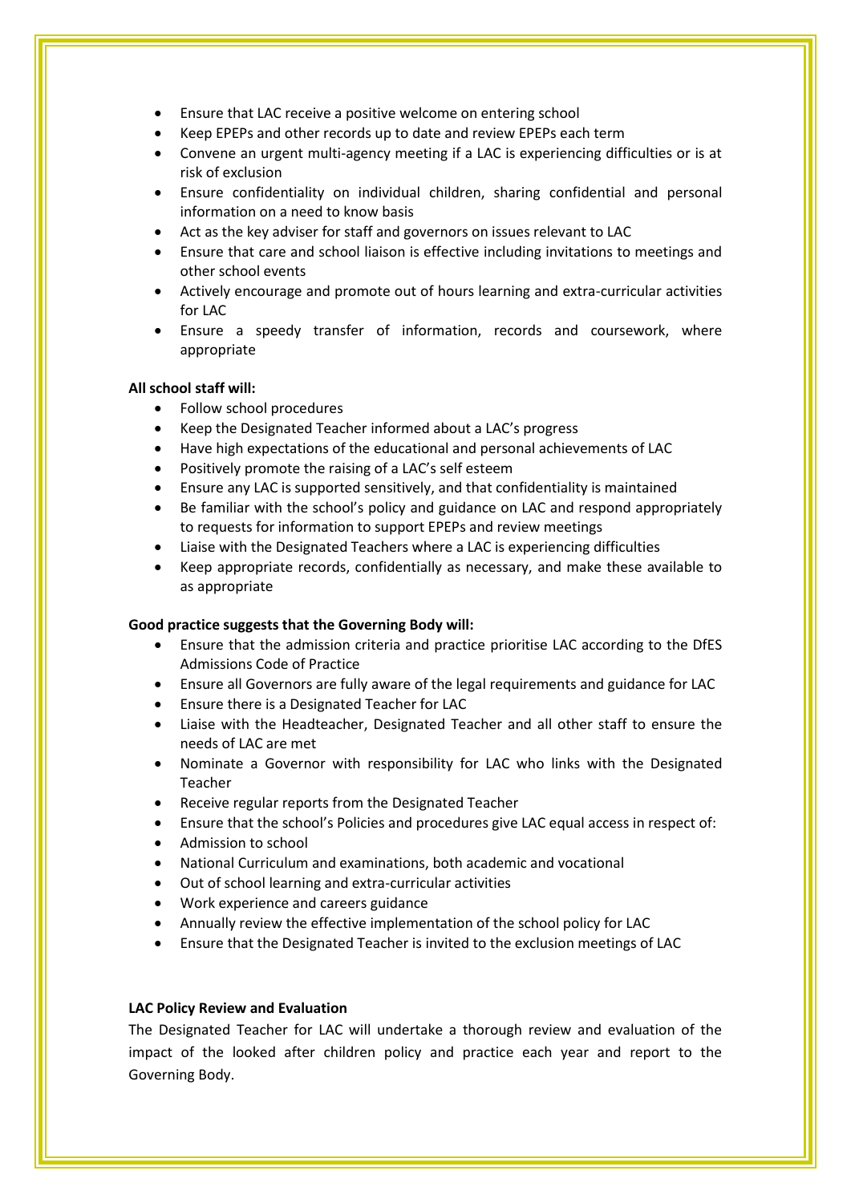- Ensure that LAC receive a positive welcome on entering school
- Keep EPEPs and other records up to date and review EPEPs each term
- Convene an urgent multi-agency meeting if a LAC is experiencing difficulties or is at risk of exclusion
- Ensure confidentiality on individual children, sharing confidential and personal information on a need to know basis
- Act as the key adviser for staff and governors on issues relevant to LAC
- Ensure that care and school liaison is effective including invitations to meetings and other school events
- Actively encourage and promote out of hours learning and extra-curricular activities for LAC
- Ensure a speedy transfer of information, records and coursework, where appropriate

**All school staff will:**

- Follow school procedures
- Keep the Designated Teacher informed about a LAC's progress
- Have high expectations of the educational and personal achievements of LAC
- Positively promote the raising of a LAC's self esteem
- Ensure any LAC is supported sensitively, and that confidentiality is maintained
- Be familiar with the school's policy and guidance on LAC and respond appropriately to requests for information to support EPEPs and review meetings
- Liaise with the Designated Teachers where a LAC is experiencing difficulties
- Keep appropriate records, confidentially as necessary, and make these available to as appropriate

**Good practice suggests that the Governing Body will:**

- Ensure that the admission criteria and practice prioritise LAC according to the DfES Admissions Code of Practice
- Ensure all Governors are fully aware of the legal requirements and guidance for LAC
- Ensure there is a Designated Teacher for LAC
- Liaise with the Headteacher, Designated Teacher and all other staff to ensure the needs of LAC are met
- Nominate a Governor with responsibility for LAC who links with the Designated Teacher
- Receive regular reports from the Designated Teacher
- Ensure that the school's Policies and procedures give LAC equal access in respect of:
- Admission to school
- National Curriculum and examinations, both academic and vocational
- Out of school learning and extra-curricular activities
- Work experience and careers guidance
- Annually review the effective implementation of the school policy for LAC
- Ensure that the Designated Teacher is invited to the exclusion meetings of LAC

**LAC Policy Review and Evaluation**

The Designated Teacher for LAC will undertake a thorough review and evaluation of the impact of the looked after children policy and practice each year and report to the Governing Body.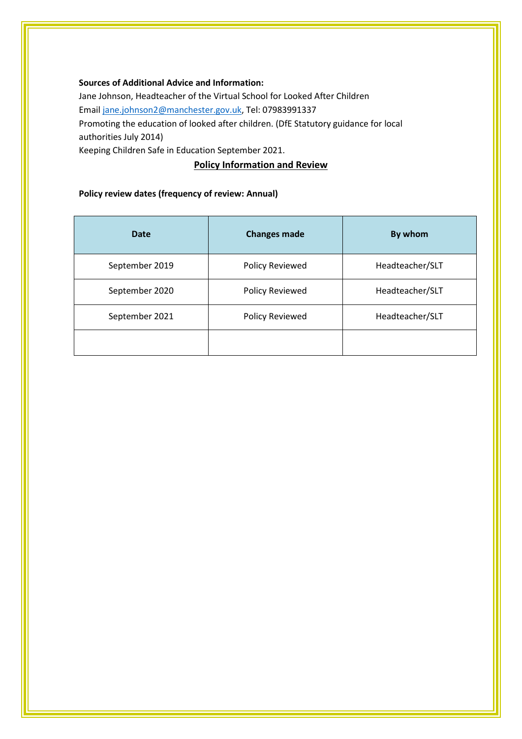**Sources of Additional Advice and Information:**

Jane Johnson, Headteacher of the Virtual School for Looked After Children

Email jane.johnson2@manchester.gov.uk, Tel: 07983991337

Promoting the education of looked after children. (DfE Statutory guidance for local authorities July 2014)

Keeping Children Safe in Education September 2021.

## Policy Information and Review

**Policy review dates (frequency of review: Annual)**

| Date | Changes made | By whom |
|---|---|---|
| September 2019 | Policy Reviewed | Headteacher/SLT |
| September 2020 | Policy Reviewed | Headteacher/SLT |
| September 2021 | Policy Reviewed | Headteacher/SLT |
| | | |